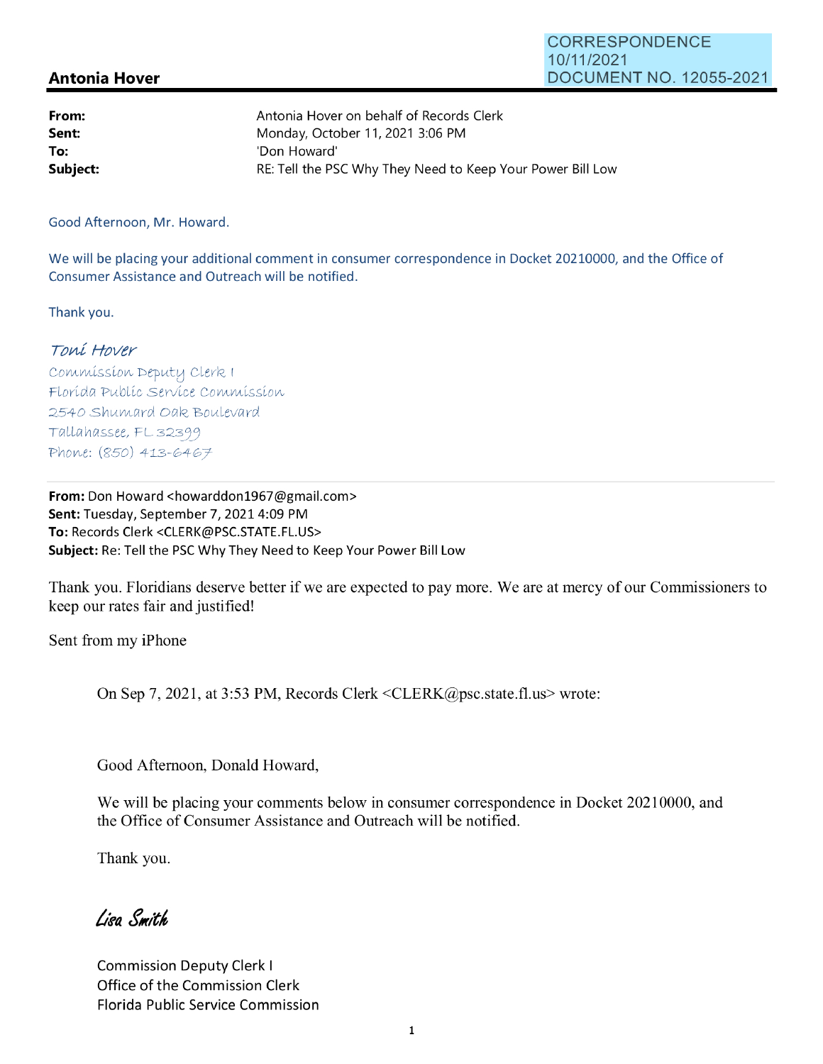CORRESPONDENCE
10/11/2021
DOCUMENT NO. 12055-2021

## Antonia Hover

**From:** Antonia Hover on behalf of Records Clerk
**Sent:** Monday, October 11, 2021 3:06 PM
**To:** 'Don Howard'
**Subject:** RE: Tell the PSC Why They Need to Keep Your Power Bill Low

Good Afternoon, Mr. Howard.

We will be placing your additional comment in consumer correspondence in Docket 20210000, and the Office of Consumer Assistance and Outreach will be notified.

Thank you.

*Toni Hover*
Commission Deputy Clerk I
Florida Public Service Commission
2540 Shumard Oak Boulevard
Tallahassee, FL 32399
Phone: (850) 413-6467

---

**From:** Don Howard <howarddon1967@gmail.com>
**Sent:** Tuesday, September 7, 2021 4:09 PM
**To:** Records Clerk <CLERK@PSC.STATE.FL.US>
**Subject:** Re: Tell the PSC Why They Need to Keep Your Power Bill Low

Thank you. Floridians deserve better if we are expected to pay more. We are at mercy of our Commissioners to keep our rates fair and justified!

Sent from my iPhone

> On Sep 7, 2021, at 3:53 PM, Records Clerk <CLERK@psc.state.fl.us> wrote:
>
> Good Afternoon, Donald Howard,
>
> We will be placing your comments below in consumer correspondence in Docket 20210000, and the Office of Consumer Assistance and Outreach will be notified.
>
> Thank you.
>
> *Lisa Smith*
>
> Commission Deputy Clerk I
> Office of the Commission Clerk
> Florida Public Service Commission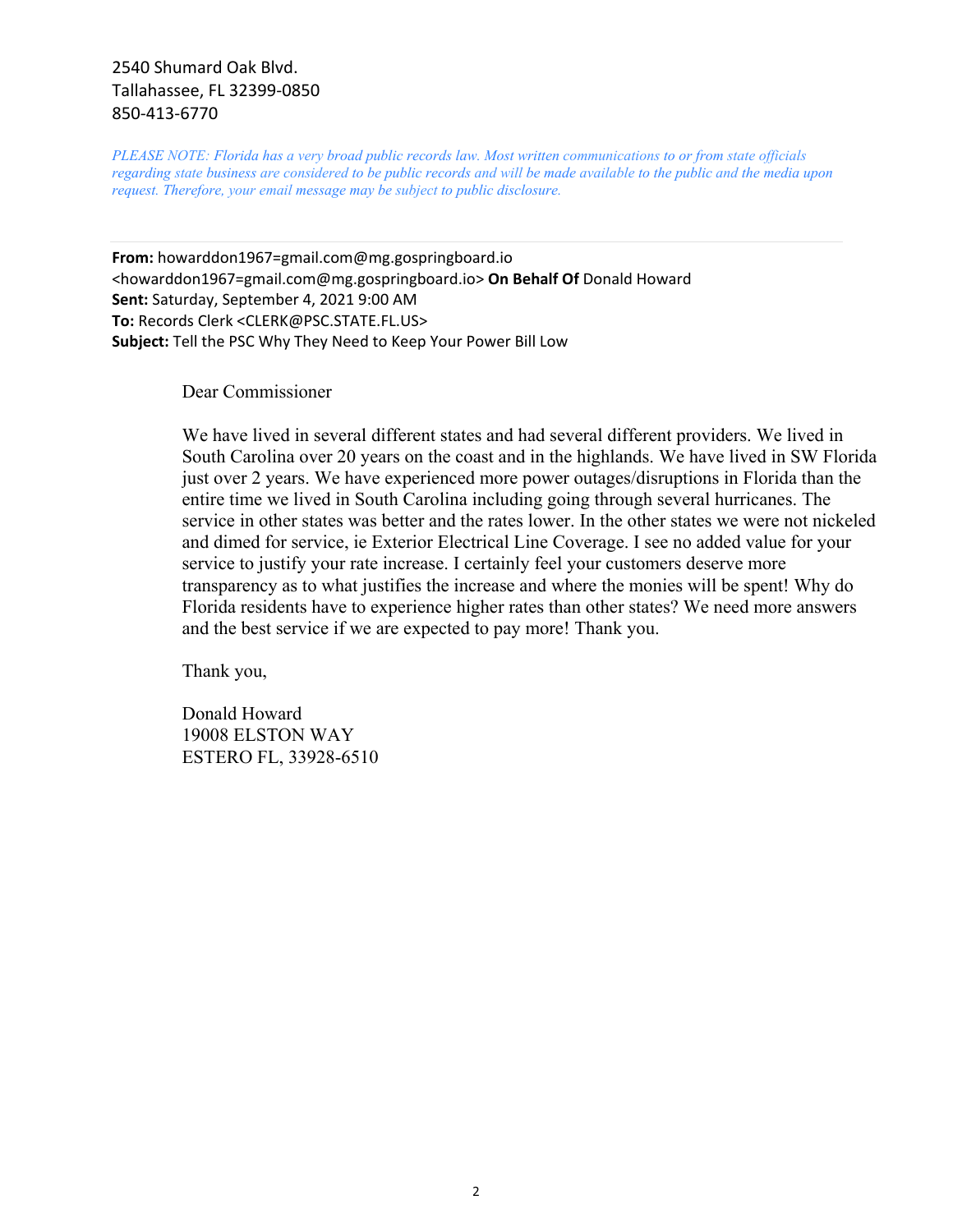2540 Shumard Oak Blvd.
Tallahassee, FL 32399-0850
850-413-6770

*PLEASE NOTE: Florida has a very broad public records law. Most written communications to or from state officials regarding state business are considered to be public records and will be made available to the public and the media upon request. Therefore, your email message may be subject to public disclosure.*

---

**From:** howarddon1967=gmail.com@mg.gospringboard.io <howarddon1967=gmail.com@mg.gospringboard.io> **On Behalf Of** Donald Howard
**Sent:** Saturday, September 4, 2021 9:00 AM
**To:** Records Clerk <CLERK@PSC.STATE.FL.US>
**Subject:** Tell the PSC Why They Need to Keep Your Power Bill Low

Dear Commissioner

We have lived in several different states and had several different providers. We lived in South Carolina over 20 years on the coast and in the highlands. We have lived in SW Florida just over 2 years. We have experienced more power outages/disruptions in Florida than the entire time we lived in South Carolina including going through several hurricanes. The service in other states was better and the rates lower. In the other states we were not nickeled and dimed for service, ie Exterior Electrical Line Coverage. I see no added value for your service to justify your rate increase. I certainly feel your customers deserve more transparency as to what justifies the increase and where the monies will be spent! Why do Florida residents have to experience higher rates than other states? We need more answers and the best service if we are expected to pay more! Thank you.

Thank you,

Donald Howard
19008 ELSTON WAY
ESTERO FL, 33928-6510